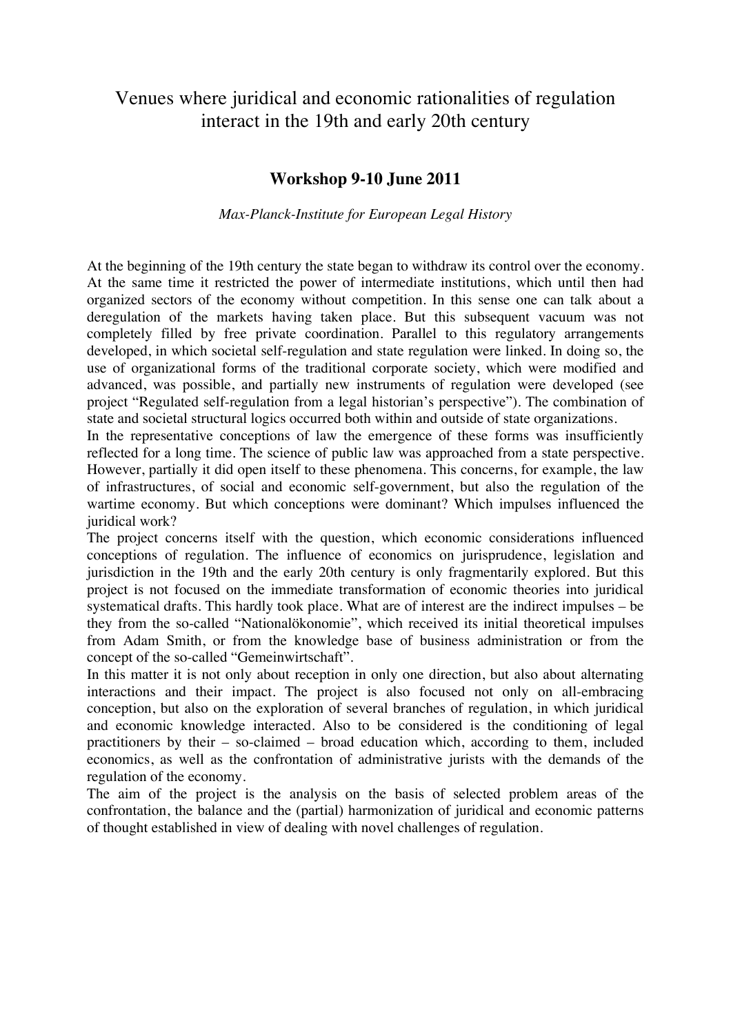# Venues where juridical and economic rationalities of regulation interact in the 19th and early 20th century

### Workshop 9-10 June 2011

*Max-Planck-Institute for European Legal History*

At the beginning of the 19th century the state began to withdraw its control over the economy. At the same time it restricted the power of intermediate institutions, which until then had organized sectors of the economy without competition. In this sense one can talk about a deregulation of the markets having taken place. But this subsequent vacuum was not completely filled by free private coordination. Parallel to this regulatory arrangements developed, in which societal self-regulation and state regulation were linked. In doing so, the use of organizational forms of the traditional corporate society, which were modified and advanced, was possible, and partially new instruments of regulation were developed (see project "Regulated self-regulation from a legal historian's perspective"). The combination of state and societal structural logics occurred both within and outside of state organizations.

In the representative conceptions of law the emergence of these forms was insufficiently reflected for a long time. The science of public law was approached from a state perspective. However, partially it did open itself to these phenomena. This concerns, for example, the law of infrastructures, of social and economic self-government, but also the regulation of the wartime economy. But which conceptions were dominant? Which impulses influenced the juridical work?

The project concerns itself with the question, which economic considerations influenced conceptions of regulation. The influence of economics on jurisprudence, legislation and jurisdiction in the 19th and the early 20th century is only fragmentarily explored. But this project is not focused on the immediate transformation of economic theories into juridical systematical drafts. This hardly took place. What are of interest are the indirect impulses – be they from the so-called "Nationalökonomie", which received its initial theoretical impulses from Adam Smith, or from the knowledge base of business administration or from the concept of the so-called "Gemeinwirtschaft".

In this matter it is not only about reception in only one direction, but also about alternating interactions and their impact. The project is also focused not only on all-embracing conception, but also on the exploration of several branches of regulation, in which juridical and economic knowledge interacted. Also to be considered is the conditioning of legal practitioners by their – so-claimed – broad education which, according to them, included economics, as well as the confrontation of administrative jurists with the demands of the regulation of the economy.

The aim of the project is the analysis on the basis of selected problem areas of the confrontation, the balance and the (partial) harmonization of juridical and economic patterns of thought established in view of dealing with novel challenges of regulation.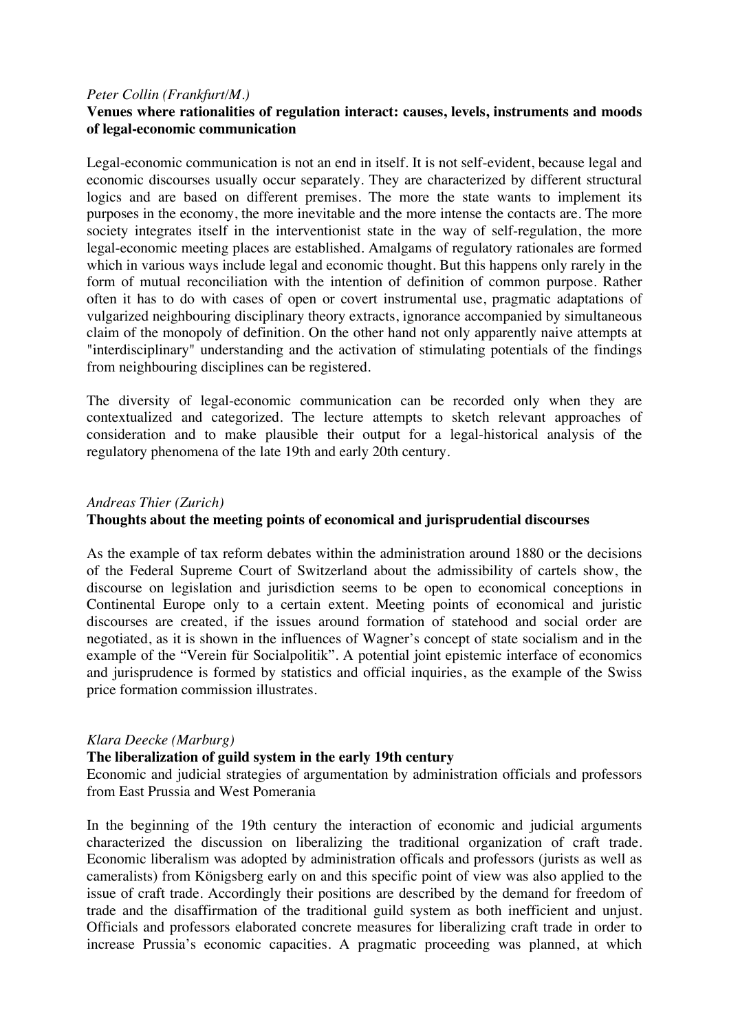*Peter Collin (Frankfurt/M.)*

**Venues where rationalities of regulation interact: causes, levels, instruments and moods of legal-economic communication**

Legal-economic communication is not an end in itself. It is not self-evident, because legal and economic discourses usually occur separately. They are characterized by different structural logics and are based on different premises. The more the state wants to implement its purposes in the economy, the more inevitable and the more intense the contacts are. The more society integrates itself in the interventionist state in the way of self-regulation, the more legal-economic meeting places are established. Amalgams of regulatory rationales are formed which in various ways include legal and economic thought. But this happens only rarely in the form of mutual reconciliation with the intention of definition of common purpose. Rather often it has to do with cases of open or covert instrumental use, pragmatic adaptations of vulgarized neighbouring disciplinary theory extracts, ignorance accompanied by simultaneous claim of the monopoly of definition. On the other hand not only apparently naive attempts at "interdisciplinary" understanding and the activation of stimulating potentials of the findings from neighbouring disciplines can be registered.

The diversity of legal-economic communication can be recorded only when they are contextualized and categorized. The lecture attempts to sketch relevant approaches of consideration and to make plausible their output for a legal-historical analysis of the regulatory phenomena of the late 19th and early 20th century.

*Andreas Thier (Zurich)*

**Thoughts about the meeting points of economical and jurisprudential discourses**

As the example of tax reform debates within the administration around 1880 or the decisions of the Federal Supreme Court of Switzerland about the admissibility of cartels show, the discourse on legislation and jurisdiction seems to be open to economical conceptions in Continental Europe only to a certain extent. Meeting points of economical and juristic discourses are created, if the issues around formation of statehood and social order are negotiated, as it is shown in the influences of Wagner's concept of state socialism and in the example of the "Verein für Socialpolitik". A potential joint epistemic interface of economics and jurisprudence is formed by statistics and official inquiries, as the example of the Swiss price formation commission illustrates.

*Klara Deecke (Marburg)*

**The liberalization of guild system in the early 19th century**

Economic and judicial strategies of argumentation by administration officials and professors from East Prussia and West Pomerania

In the beginning of the 19th century the interaction of economic and judicial arguments characterized the discussion on liberalizing the traditional organization of craft trade. Economic liberalism was adopted by administration officals and professors (jurists as well as cameralists) from Königsberg early on and this specific point of view was also applied to the issue of craft trade. Accordingly their positions are described by the demand for freedom of trade and the disaffirmation of the traditional guild system as both inefficient and unjust. Officials and professors elaborated concrete measures for liberalizing craft trade in order to increase Prussia's economic capacities. A pragmatic proceeding was planned, at which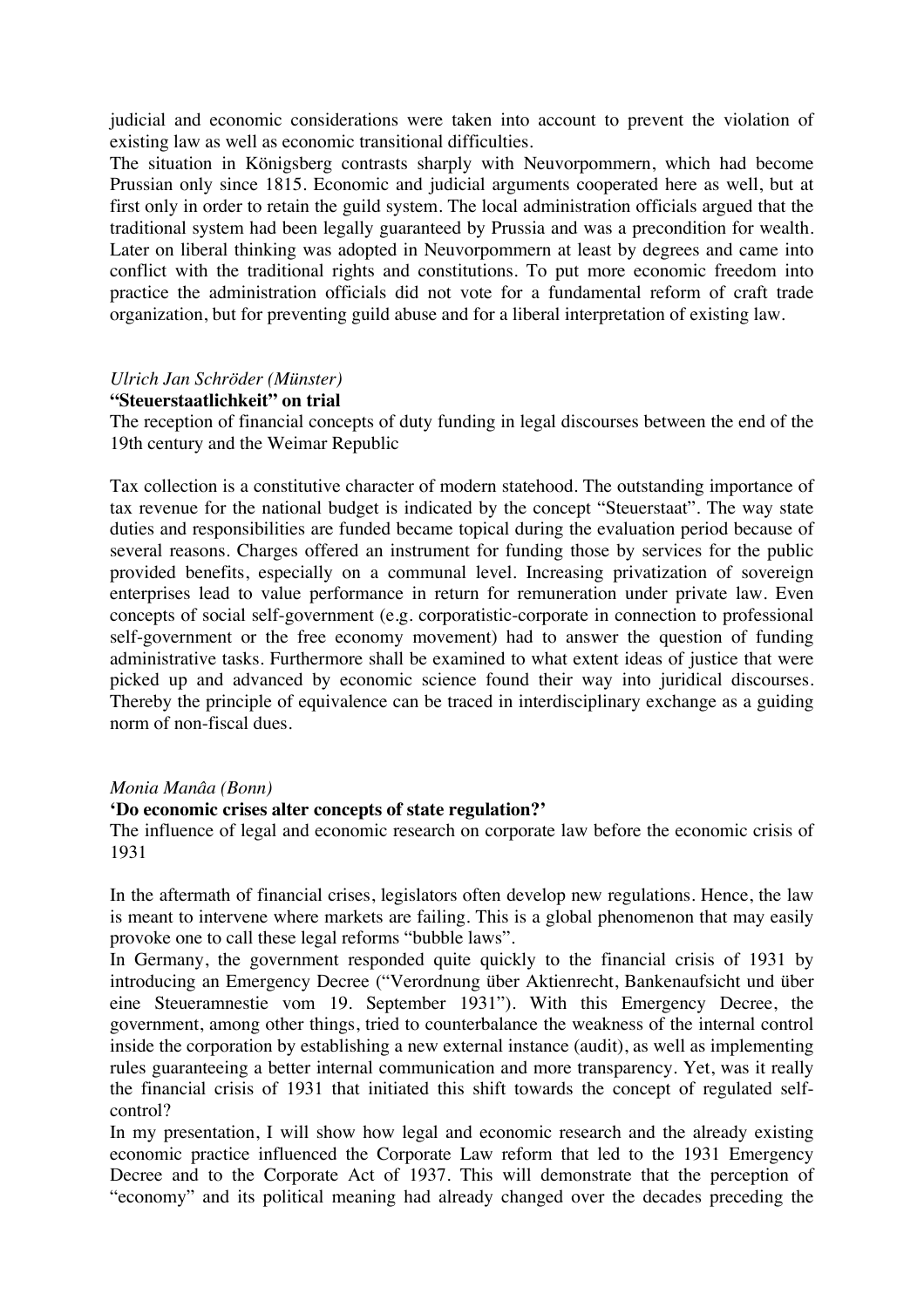judicial and economic considerations were taken into account to prevent the violation of existing law as well as economic transitional difficulties.

The situation in Königsberg contrasts sharply with Neuvorpommern, which had become Prussian only since 1815. Economic and judicial arguments cooperated here as well, but at first only in order to retain the guild system. The local administration officials argued that the traditional system had been legally guaranteed by Prussia and was a precondition for wealth. Later on liberal thinking was adopted in Neuvorpommern at least by degrees and came into conflict with the traditional rights and constitutions. To put more economic freedom into practice the administration officials did not vote for a fundamental reform of craft trade organization, but for preventing guild abuse and for a liberal interpretation of existing law.

*Ulrich Jan Schröder (Münster)*

**"Steuerstaatlichkeit" on trial**

The reception of financial concepts of duty funding in legal discourses between the end of the 19th century and the Weimar Republic

Tax collection is a constitutive character of modern statehood. The outstanding importance of tax revenue for the national budget is indicated by the concept "Steuerstaat". The way state duties and responsibilities are funded became topical during the evaluation period because of several reasons. Charges offered an instrument for funding those by services for the public provided benefits, especially on a communal level. Increasing privatization of sovereign enterprises lead to value performance in return for remuneration under private law. Even concepts of social self-government (e.g. corporatistic-corporate in connection to professional self-government or the free economy movement) had to answer the question of funding administrative tasks. Furthermore shall be examined to what extent ideas of justice that were picked up and advanced by economic science found their way into juridical discourses. Thereby the principle of equivalence can be traced in interdisciplinary exchange as a guiding norm of non-fiscal dues.

*Monia Manâa (Bonn)*

**'Do economic crises alter concepts of state regulation?'**

The influence of legal and economic research on corporate law before the economic crisis of 1931

In the aftermath of financial crises, legislators often develop new regulations. Hence, the law is meant to intervene where markets are failing. This is a global phenomenon that may easily provoke one to call these legal reforms "bubble laws".

In Germany, the government responded quite quickly to the financial crisis of 1931 by introducing an Emergency Decree ("Verordnung über Aktienrecht, Bankenaufsicht und über eine Steueramnestie vom 19. September 1931"). With this Emergency Decree, the government, among other things, tried to counterbalance the weakness of the internal control inside the corporation by establishing a new external instance (audit), as well as implementing rules guaranteeing a better internal communication and more transparency. Yet, was it really the financial crisis of 1931 that initiated this shift towards the concept of regulated self-control?

In my presentation, I will show how legal and economic research and the already existing economic practice influenced the Corporate Law reform that led to the 1931 Emergency Decree and to the Corporate Act of 1937. This will demonstrate that the perception of "economy" and its political meaning had already changed over the decades preceding the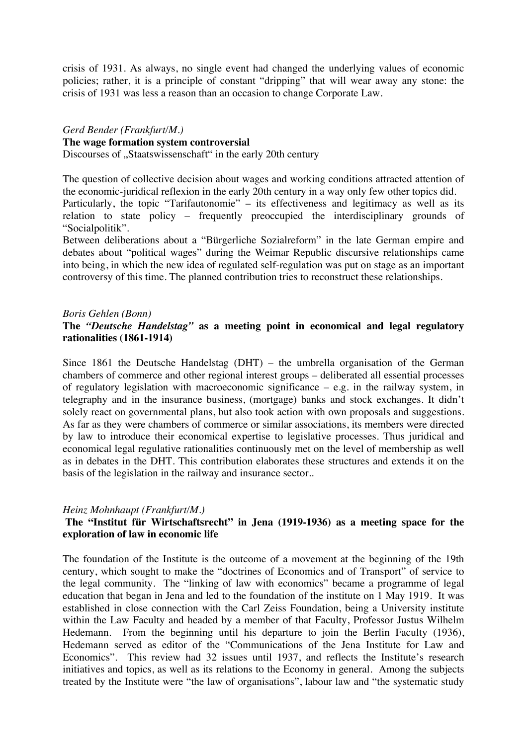crisis of 1931. As always, no single event had changed the underlying values of economic policies; rather, it is a principle of constant "dripping" that will wear away any stone: the crisis of 1931 was less a reason than an occasion to change Corporate Law.

*Gerd Bender (Frankfurt/M.)*

**The wage formation system controversial**

Discourses of „Staatswissenschaft" in the early 20th century

The question of collective decision about wages and working conditions attracted attention of the economic-juridical reflexion in the early 20th century in a way only few other topics did. Particularly, the topic "Tarifautonomie" – its effectiveness and legitimacy as well as its relation to state policy – frequently preoccupied the interdisciplinary grounds of "Socialpolitik".

Between deliberations about a "Bürgerliche Sozialreform" in the late German empire and debates about "political wages" during the Weimar Republic discursive relationships came into being, in which the new idea of regulated self-regulation was put on stage as an important controversy of this time. The planned contribution tries to reconstruct these relationships.

*Boris Gehlen (Bonn)*

**The *"Deutsche Handelstag"* as a meeting point in economical and legal regulatory rationalities (1861-1914)**

Since 1861 the Deutsche Handelstag (DHT) – the umbrella organisation of the German chambers of commerce and other regional interest groups – deliberated all essential processes of regulatory legislation with macroeconomic significance – e.g. in the railway system, in telegraphy and in the insurance business, (mortgage) banks and stock exchanges. It didn't solely react on governmental plans, but also took action with own proposals and suggestions. As far as they were chambers of commerce or similar associations, its members were directed by law to introduce their economical expertise to legislative processes. Thus juridical and economical legal regulative rationalities continuously met on the level of membership as well as in debates in the DHT. This contribution elaborates these structures and extends it on the basis of the legislation in the railway and insurance sector..

*Heinz Mohnhaupt (Frankfurt/M.)*

**The "Institut für Wirtschaftsrecht" in Jena (1919-1936) as a meeting space for the exploration of law in economic life**

The foundation of the Institute is the outcome of a movement at the beginning of the 19th century, which sought to make the "doctrines of Economics and of Transport" of service to the legal community. The "linking of law with economics" became a programme of legal education that began in Jena and led to the foundation of the institute on 1 May 1919. It was established in close connection with the Carl Zeiss Foundation, being a University institute within the Law Faculty and headed by a member of that Faculty, Professor Justus Wilhelm Hedemann. From the beginning until his departure to join the Berlin Faculty (1936), Hedemann served as editor of the "Communications of the Jena Institute for Law and Economics". This review had 32 issues until 1937, and reflects the Institute's research initiatives and topics, as well as its relations to the Economy in general. Among the subjects treated by the Institute were "the law of organisations", labour law and "the systematic study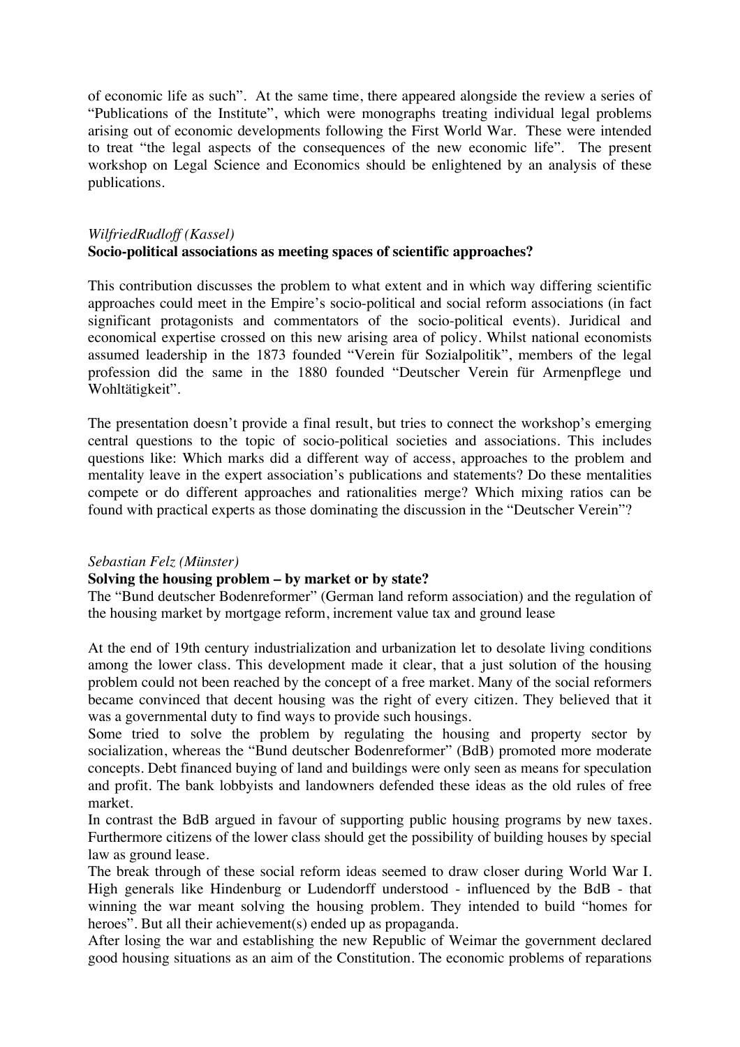of economic life as such". At the same time, there appeared alongside the review a series of "Publications of the Institute", which were monographs treating individual legal problems arising out of economic developments following the First World War. These were intended to treat "the legal aspects of the consequences of the new economic life". The present workshop on Legal Science and Economics should be enlightened by an analysis of these publications.

*WilfriedRudloff (Kassel)*
**Socio-political associations as meeting spaces of scientific approaches?**

This contribution discusses the problem to what extent and in which way differing scientific approaches could meet in the Empire's socio-political and social reform associations (in fact significant protagonists and commentators of the socio-political events). Juridical and economical expertise crossed on this new arising area of policy. Whilst national economists assumed leadership in the 1873 founded "Verein für Sozialpolitik", members of the legal profession did the same in the 1880 founded "Deutscher Verein für Armenpflege und Wohltätigkeit".

The presentation doesn't provide a final result, but tries to connect the workshop's emerging central questions to the topic of socio-political societies and associations. This includes questions like: Which marks did a different way of access, approaches to the problem and mentality leave in the expert association's publications and statements? Do these mentalities compete or do different approaches and rationalities merge? Which mixing ratios can be found with practical experts as those dominating the discussion in the "Deutscher Verein"?

*Sebastian Felz (Münster)*
**Solving the housing problem – by market or by state?**
The "Bund deutscher Bodenreformer" (German land reform association) and the regulation of the housing market by mortgage reform, increment value tax and ground lease

At the end of 19th century industrialization and urbanization let to desolate living conditions among the lower class. This development made it clear, that a just solution of the housing problem could not been reached by the concept of a free market. Many of the social reformers became convinced that decent housing was the right of every citizen. They believed that it was a governmental duty to find ways to provide such housings.
Some tried to solve the problem by regulating the housing and property sector by socialization, whereas the "Bund deutscher Bodenreformer" (BdB) promoted more moderate concepts. Debt financed buying of land and buildings were only seen as means for speculation and profit. The bank lobbyists and landowners defended these ideas as the old rules of free market.
In contrast the BdB argued in favour of supporting public housing programs by new taxes. Furthermore citizens of the lower class should get the possibility of building houses by special law as ground lease.
The break through of these social reform ideas seemed to draw closer during World War I. High generals like Hindenburg or Ludendorff understood - influenced by the BdB - that winning the war meant solving the housing problem. They intended to build "homes for heroes". But all their achievement(s) ended up as propaganda.
After losing the war and establishing the new Republic of Weimar the government declared good housing situations as an aim of the Constitution. The economic problems of reparations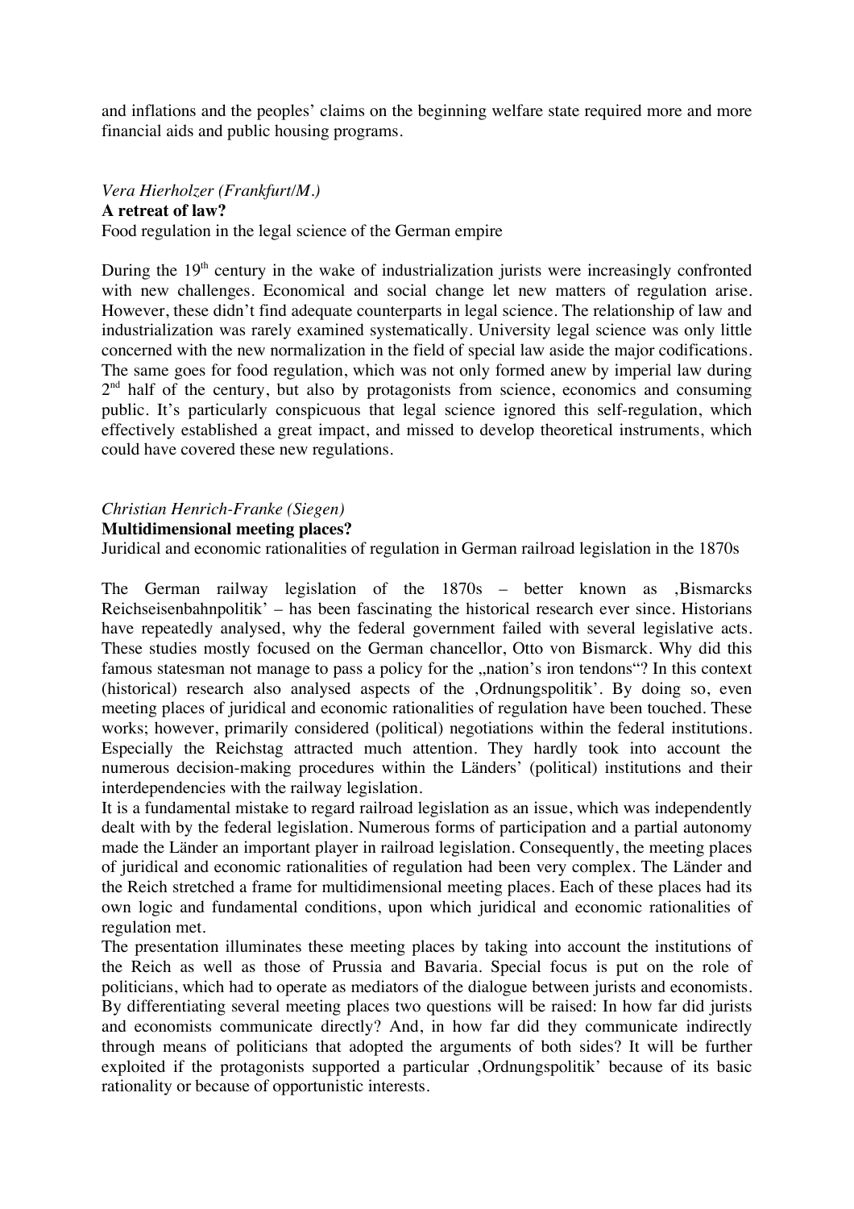and inflations and the peoples' claims on the beginning welfare state required more and more financial aids and public housing programs.

*Vera Hierholzer (Frankfurt/M.)*

**A retreat of law?**

Food regulation in the legal science of the German empire

During the 19th century in the wake of industrialization jurists were increasingly confronted with new challenges. Economical and social change let new matters of regulation arise. However, these didn't find adequate counterparts in legal science. The relationship of law and industrialization was rarely examined systematically. University legal science was only little concerned with the new normalization in the field of special law aside the major codifications. The same goes for food regulation, which was not only formed anew by imperial law during 2nd half of the century, but also by protagonists from science, economics and consuming public. It's particularly conspicuous that legal science ignored this self-regulation, which effectively established a great impact, and missed to develop theoretical instruments, which could have covered these new regulations.

*Christian Henrich-Franke (Siegen)*

**Multidimensional meeting places?**

Juridical and economic rationalities of regulation in German railroad legislation in the 1870s

The German railway legislation of the 1870s – better known as ‚Bismarcks Reichseisenbahnpolitik' – has been fascinating the historical research ever since. Historians have repeatedly analysed, why the federal government failed with several legislative acts. These studies mostly focused on the German chancellor, Otto von Bismarck. Why did this famous statesman not manage to pass a policy for the „nation's iron tendons"? In this context (historical) research also analysed aspects of the ‚Ordnungspolitik'. By doing so, even meeting places of juridical and economic rationalities of regulation have been touched. These works; however, primarily considered (political) negotiations within the federal institutions. Especially the Reichstag attracted much attention. They hardly took into account the numerous decision-making procedures within the Länders' (political) institutions and their interdependencies with the railway legislation.

It is a fundamental mistake to regard railroad legislation as an issue, which was independently dealt with by the federal legislation. Numerous forms of participation and a partial autonomy made the Länder an important player in railroad legislation. Consequently, the meeting places of juridical and economic rationalities of regulation had been very complex. The Länder and the Reich stretched a frame for multidimensional meeting places. Each of these places had its own logic and fundamental conditions, upon which juridical and economic rationalities of regulation met.

The presentation illuminates these meeting places by taking into account the institutions of the Reich as well as those of Prussia and Bavaria. Special focus is put on the role of politicians, which had to operate as mediators of the dialogue between jurists and economists. By differentiating several meeting places two questions will be raised: In how far did jurists and economists communicate directly? And, in how far did they communicate indirectly through means of politicians that adopted the arguments of both sides? It will be further exploited if the protagonists supported a particular ‚Ordnungspolitik' because of its basic rationality or because of opportunistic interests.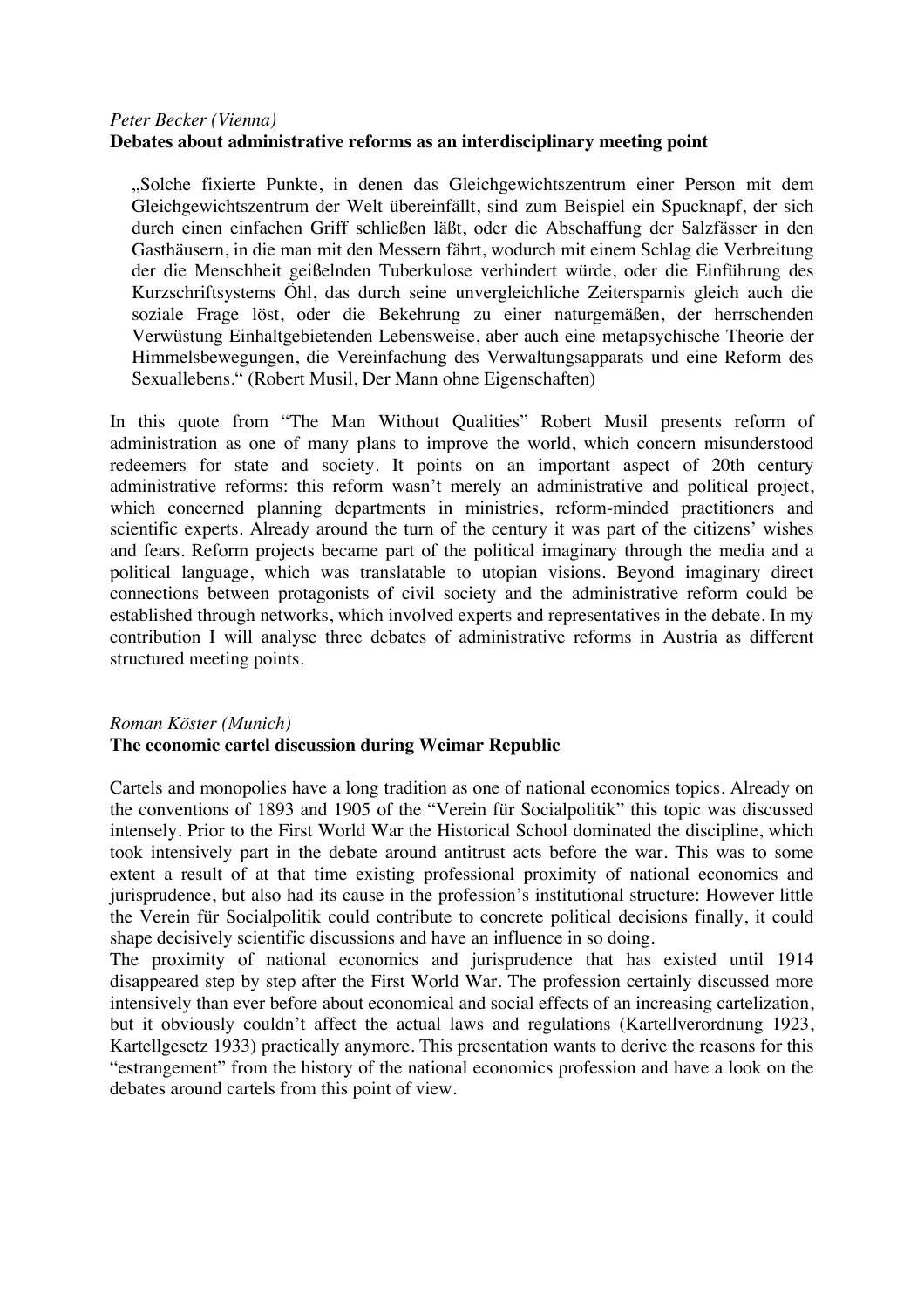*Peter Becker (Vienna)*
**Debates about administrative reforms as an interdisciplinary meeting point**

> „Solche fixierte Punkte, in denen das Gleichgewichtszentrum einer Person mit dem Gleichgewichtszentrum der Welt übereinfällt, sind zum Beispiel ein Spucknapf, der sich durch einen einfachen Griff schließen läßt, oder die Abschaffung der Salzfässer in den Gasthäusern, in die man mit den Messern fährt, wodurch mit einem Schlag die Verbreitung der die Menschheit geißelnden Tuberkulose verhindert würde, oder die Einführung des Kurzschriftsystems Öhl, das durch seine unvergleichliche Zeitersparnis gleich auch die soziale Frage löst, oder die Bekehrung zu einer naturgemäßen, der herrschenden Verwüstung Einhaltgebietenden Lebensweise, aber auch eine metapsychische Theorie der Himmelsbewegungen, die Vereinfachung des Verwaltungsapparats und eine Reform des Sexuallebens." (Robert Musil, Der Mann ohne Eigenschaften)

In this quote from "The Man Without Qualities" Robert Musil presents reform of administration as one of many plans to improve the world, which concern misunderstood redeemers for state and society. It points on an important aspect of 20th century administrative reforms: this reform wasn't merely an administrative and political project, which concerned planning departments in ministries, reform-minded practitioners and scientific experts. Already around the turn of the century it was part of the citizens' wishes and fears. Reform projects became part of the political imaginary through the media and a political language, which was translatable to utopian visions. Beyond imaginary direct connections between protagonists of civil society and the administrative reform could be established through networks, which involved experts and representatives in the debate. In my contribution I will analyse three debates of administrative reforms in Austria as different structured meeting points.

*Roman Köster (Munich)*
**The economic cartel discussion during Weimar Republic**

Cartels and monopolies have a long tradition as one of national economics topics. Already on the conventions of 1893 and 1905 of the "Verein für Socialpolitik" this topic was discussed intensely. Prior to the First World War the Historical School dominated the discipline, which took intensively part in the debate around antitrust acts before the war. This was to some extent a result of at that time existing professional proximity of national economics and jurisprudence, but also had its cause in the profession's institutional structure: However little the Verein für Socialpolitik could contribute to concrete political decisions finally, it could shape decisively scientific discussions and have an influence in so doing.

The proximity of national economics and jurisprudence that has existed until 1914 disappeared step by step after the First World War. The profession certainly discussed more intensively than ever before about economical and social effects of an increasing cartelization, but it obviously couldn't affect the actual laws and regulations (Kartellverordnung 1923, Kartellgesetz 1933) practically anymore. This presentation wants to derive the reasons for this "estrangement" from the history of the national economics profession and have a look on the debates around cartels from this point of view.